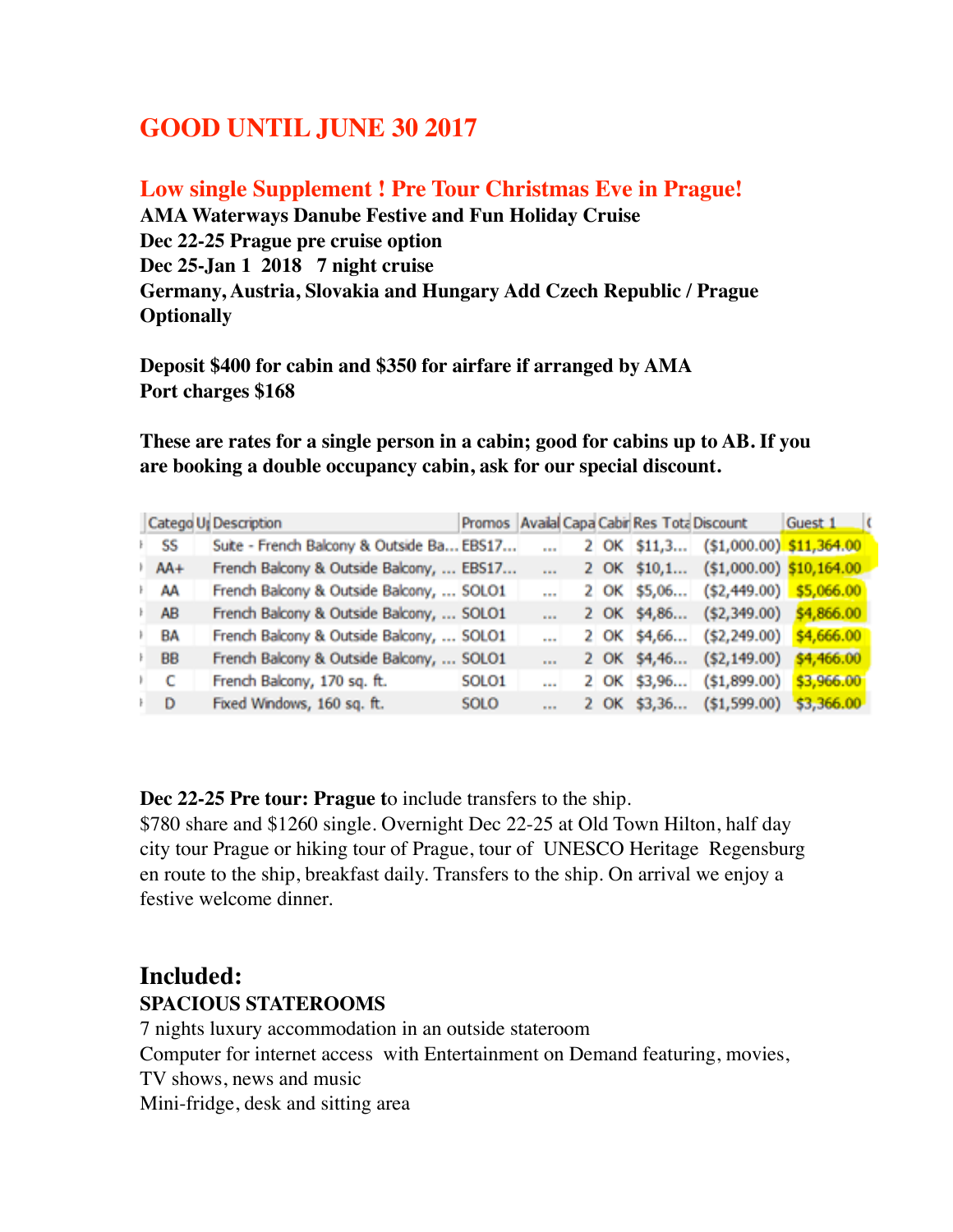# GOOD UNTIL JUNE 30 2017

## Low single Supplement ! Pre Tour Christmas Eve in Prague!

**AMA Waterways Danube Festive and Fun Holiday Cruise**
**Dec 22-25 Prague pre cruise option**
**Dec 25-Jan 1 2018 7 night cruise**
**Germany, Austria, Slovakia and Hungary Add Czech Republic / Prague Optionally**

**Deposit $400 for cabin and $350 for airfare if arranged by AMA**
**Port charges $168**

**These are rates for a single person in a cabin; good for cabins up to AB. If you are booking a double occupancy cabin, ask for our special discount.**

| Catego | U | Description | Promos | Availal | Capa | Cabir | Res Tota | Discount | Guest 1 |
|---|---|---|---|---|---|---|---|---|---|
| SS | | Suite - French Balcony & Outside Ba... | EBS17... | ... | 2 | OK | $11,3... | ($1,000.00) | $11,364.00 |
| AA+ | | French Balcony & Outside Balcony, ... | EBS17... | ... | 2 | OK | $10,1... | ($1,000.00) | $10,164.00 |
| AA | | French Balcony & Outside Balcony, ... | SOLO1 | ... | 2 | OK | $5,06... | ($2,449.00) | $5,066.00 |
| AB | | French Balcony & Outside Balcony, ... | SOLO1 | ... | 2 | OK | $4,86... | ($2,349.00) | $4,866.00 |
| BA | | French Balcony & Outside Balcony, ... | SOLO1 | ... | 2 | OK | $4,66... | ($2,249.00) | $4,666.00 |
| BB | | French Balcony & Outside Balcony, ... | SOLO1 | ... | 2 | OK | $4,46... | ($2,149.00) | $4,466.00 |
| C | | French Balcony, 170 sq. ft. | SOLO1 | ... | 2 | OK | $3,96... | ($1,899.00) | $3,966.00 |
| D | | Fixed Windows, 160 sq. ft. | SOLO | ... | 2 | OK | $3,36... | ($1,599.00) | $3,366.00 |

**Dec 22-25 Pre tour: Prague t**o include transfers to the ship.
$780 share and $1260 single. Overnight Dec 22-25 at Old Town Hilton, half day city tour Prague or hiking tour of Prague, tour of UNESCO Heritage Regensburg en route to the ship, breakfast daily. Transfers to the ship. On arrival we enjoy a festive welcome dinner.

## Included:

**SPACIOUS STATEROOMS**

7 nights luxury accommodation in an outside stateroom
Computer for internet access with Entertainment on Demand featuring, movies, TV shows, news and music
Mini-fridge, desk and sitting area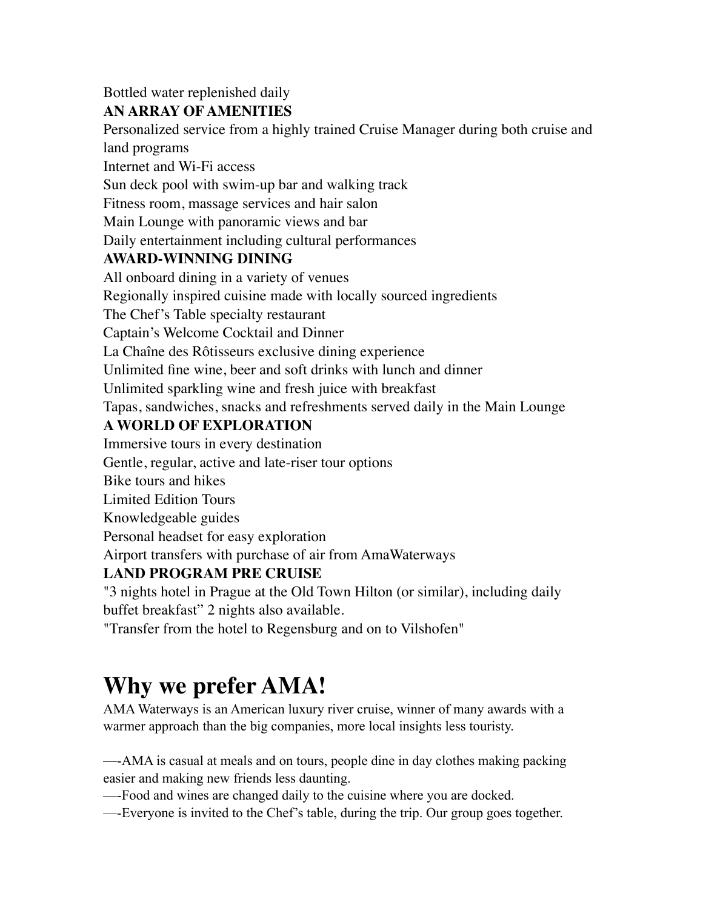Bottled water replenished daily

**AN ARRAY OF AMENITIES**

Personalized service from a highly trained Cruise Manager during both cruise and land programs

Internet and Wi-Fi access

Sun deck pool with swim-up bar and walking track

Fitness room, massage services and hair salon

Main Lounge with panoramic views and bar

Daily entertainment including cultural performances

**AWARD-WINNING DINING**

All onboard dining in a variety of venues

Regionally inspired cuisine made with locally sourced ingredients

The Chef's Table specialty restaurant

Captain's Welcome Cocktail and Dinner

La Chaîne des Rôtisseurs exclusive dining experience

Unlimited fine wine, beer and soft drinks with lunch and dinner

Unlimited sparkling wine and fresh juice with breakfast

Tapas, sandwiches, snacks and refreshments served daily in the Main Lounge

**A WORLD OF EXPLORATION**

Immersive tours in every destination

Gentle, regular, active and late-riser tour options

Bike tours and hikes

Limited Edition Tours

Knowledgeable guides

Personal headset for easy exploration

Airport transfers with purchase of air from AmaWaterways

**LAND PROGRAM PRE CRUISE**

"3 nights hotel in Prague at the Old Town Hilton (or similar), including daily buffet breakfast" 2 nights also available.

"Transfer from the hotel to Regensburg and on to Vilshofen"

# Why we prefer AMA!

AMA Waterways is an American luxury river cruise, winner of many awards with a warmer approach than the big companies, more local insights less touristy.

—-AMA is casual at meals and on tours, people dine in day clothes making packing easier and making new friends less daunting.

—-Food and wines are changed daily to the cuisine where you are docked.

—-Everyone is invited to the Chef's table, during the trip. Our group goes together.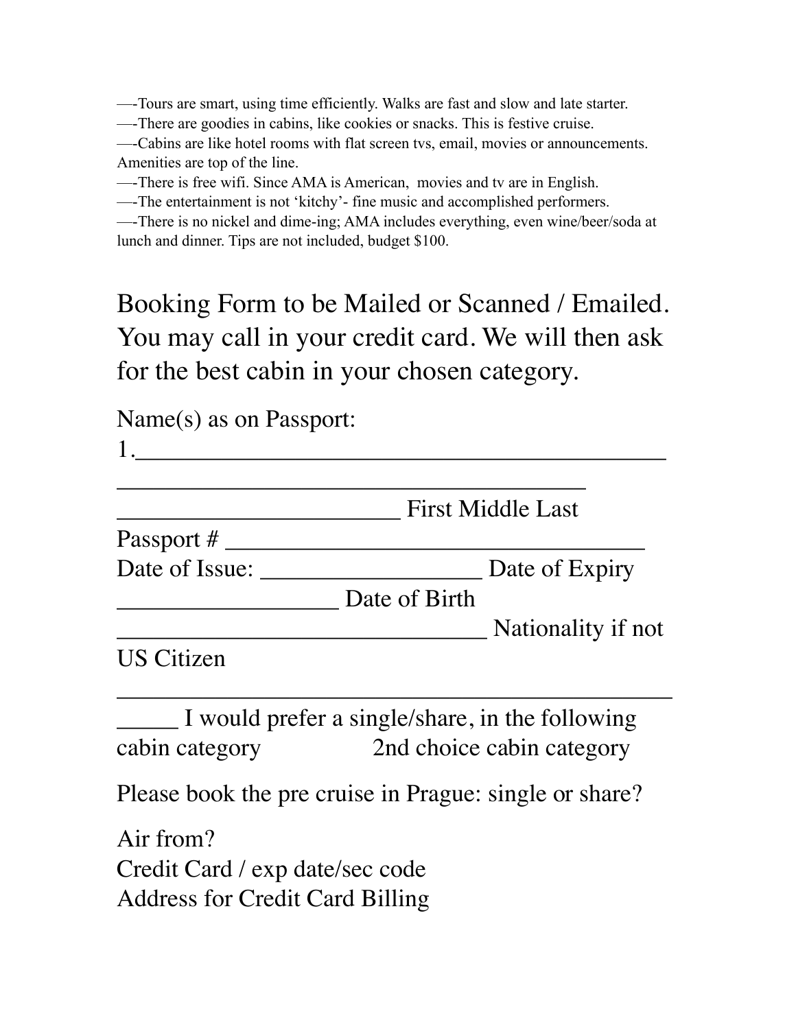—-Tours are smart, using time efficiently. Walks are fast and slow and late starter.
—-There are goodies in cabins, like cookies or snacks. This is festive cruise.
—-Cabins are like hotel rooms with flat screen tvs, email, movies or announcements. Amenities are top of the line.
—-There is free wifi. Since AMA is American, movies and tv are in English.
—-The entertainment is not 'kitchy'- fine music and accomplished performers.
—-There is no nickel and dime-ing; AMA includes everything, even wine/beer/soda at lunch and dinner. Tips are not included, budget $100.

Booking Form to be Mailed or Scanned / Emailed. You may call in your credit card. We will then ask for the best cabin in your chosen category.

Name(s) as on Passport:
1.______________________________________________
________________________________________
________________________ First Middle Last
Passport # ___________________________________
Date of Issue: __________________ Date of Expiry __________________ Date of Birth ______________________________ Nationality if not US Citizen
_______________________________________________
_____ I would prefer a single/share, in the following cabin category 2nd choice cabin category

Please book the pre cruise in Prague: single or share?

Air from?
Credit Card / exp date/sec code
Address for Credit Card Billing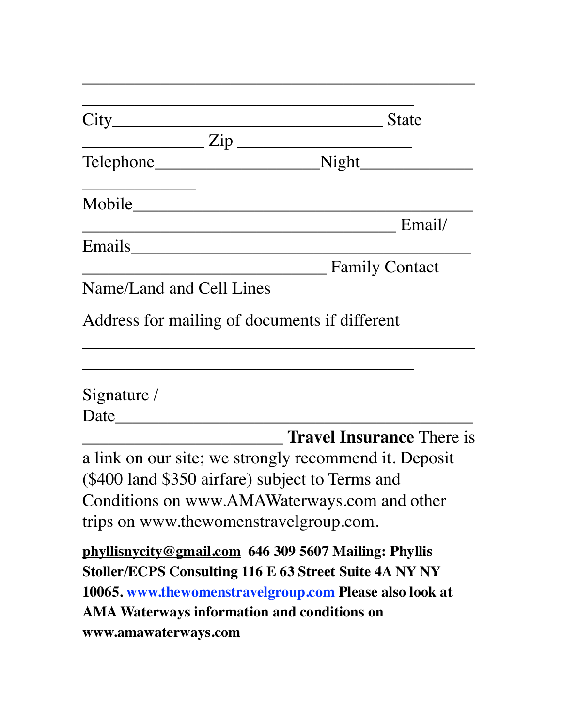\_\_\_\_\_\_\_\_\_\_\_\_\_\_\_\_\_\_\_\_\_\_\_\_\_\_\_\_\_\_\_\_\_\_\_\_\_\_\_\_\_\_\_

\_\_\_\_\_\_\_\_\_\_\_\_\_\_\_\_\_\_\_\_\_\_\_\_\_\_\_\_\_\_\_\_\_\_\_\_\_

City\_\_\_\_\_\_\_\_\_\_\_\_\_\_\_\_\_\_\_\_\_\_\_\_\_\_\_\_\_\_ State \_\_\_\_\_\_\_\_\_\_\_\_\_\_ Zip \_\_\_\_\_\_\_\_\_\_\_\_\_\_\_\_\_\_\_\_

Telephone\_\_\_\_\_\_\_\_\_\_\_\_\_\_\_\_\_\_\_Night\_\_\_\_\_\_\_\_\_\_\_\_\_\_\_\_\_\_\_\_\_\_\_\_\_\_\_

Mobile\_\_\_\_\_\_\_\_\_\_\_\_\_\_\_\_\_\_\_\_\_\_\_\_\_\_\_\_\_\_\_\_\_\_\_\_\_\_\_\_\_\_\_\_\_\_\_\_\_\_\_\_\_\_\_\_\_\_\_\_\_\_\_\_\_\_\_\_\_\_\_\_\_\_\_\_\_\_\_\_\_ Email/

Emails\_\_\_\_\_\_\_\_\_\_\_\_\_\_\_\_\_\_\_\_\_\_\_\_\_\_\_\_\_\_\_\_\_\_\_\_\_\_\_\_\_\_\_\_\_\_\_\_\_\_\_\_\_\_\_\_\_\_\_\_\_\_\_\_\_\_\_\_\_\_ Family Contact Name/Land and Cell Lines

Address for mailing of documents if different

\_\_\_\_\_\_\_\_\_\_\_\_\_\_\_\_\_\_\_\_\_\_\_\_\_\_\_\_\_\_\_\_\_\_\_\_\_\_\_\_\_\_\_

\_\_\_\_\_\_\_\_\_\_\_\_\_\_\_\_\_\_\_\_\_\_\_\_\_\_\_\_\_\_\_\_\_\_\_\_\_

Signature / Date\_\_\_\_\_\_\_\_\_\_\_\_\_\_\_\_\_\_\_\_\_\_\_\_\_\_\_\_\_\_\_\_\_\_\_\_\_\_\_\_\_\_\_\_\_\_\_\_\_\_\_\_\_\_\_\_\_\_\_\_\_\_\_\_\_\_\_\_\_\_\_ **Travel Insurance** There is a link on our site; we strongly recommend it. Deposit ($400 land $350 airfare) subject to Terms and Conditions on www.AMAWaterways.com and other trips on www.thewomenstravelgroup.com.

**phyllisnycity@gmail.com 646 309 5607 Mailing: Phyllis Stoller/ECPS Consulting 116 E 63 Street Suite 4A NY NY 10065. www.thewomenstravelgroup.com Please also look at AMA Waterways information and conditions on www.amawaterways.com**